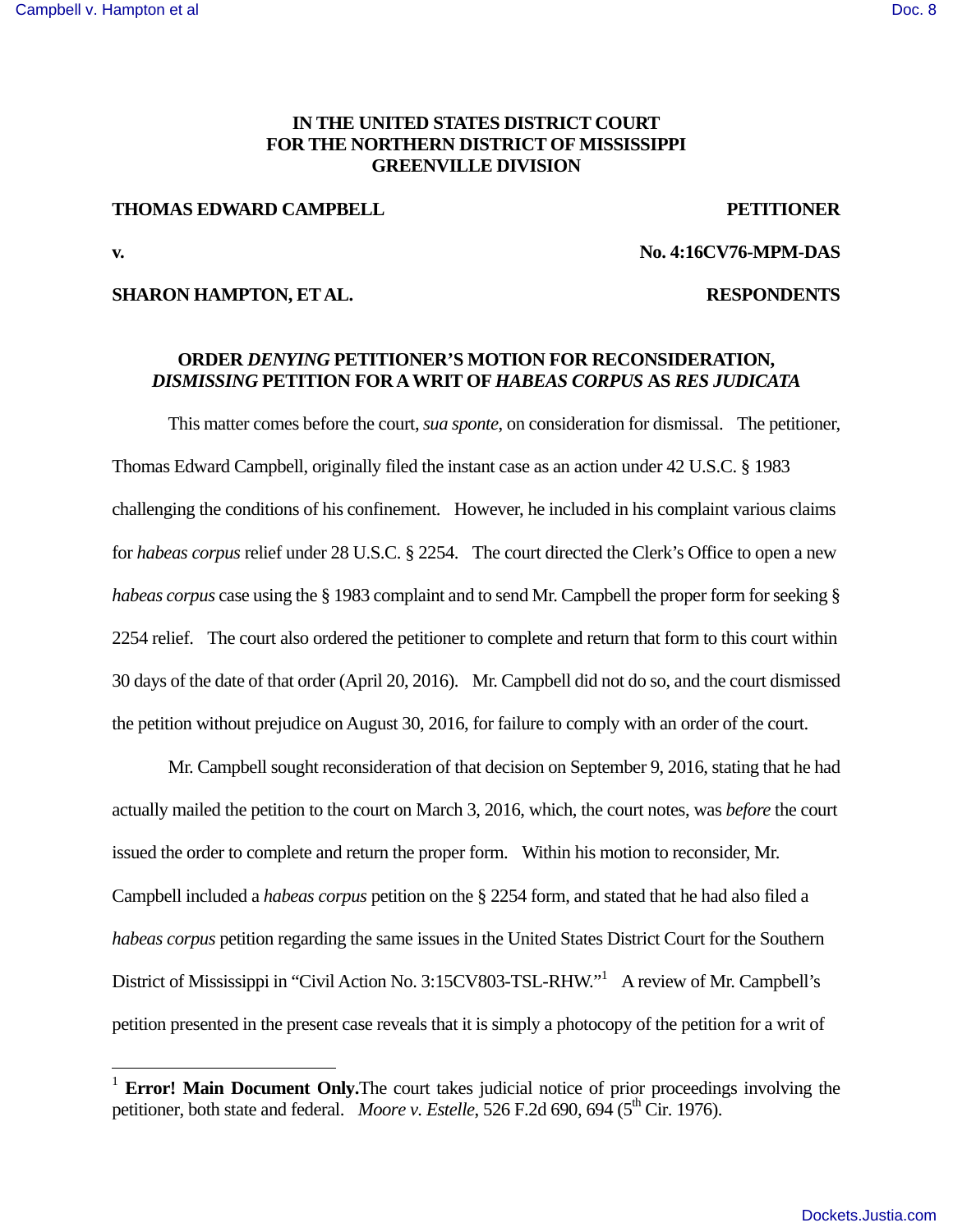IN THE UNITED STATES DISTRICT COURT
FOR THE NORTHERN DISTRICT OF MISSISSIPPI
GREENVILLE DIVISION

**THOMAS EDWARD CAMPBELL** **PETITIONER**

**v.** **No. 4:16CV76-MPM-DAS**

**SHARON HAMPTON, ET AL.** **RESPONDENTS**

## ORDER *DENYING* PETITIONER'S MOTION FOR RECONSIDERATION, *DISMISSING* PETITION FOR A WRIT OF *HABEAS CORPUS* AS *RES JUDICATA*

This matter comes before the court, *sua sponte*, on consideration for dismissal. The petitioner, Thomas Edward Campbell, originally filed the instant case as an action under 42 U.S.C. § 1983 challenging the conditions of his confinement. However, he included in his complaint various claims for *habeas corpus* relief under 28 U.S.C. § 2254. The court directed the Clerk's Office to open a new *habeas corpus* case using the § 1983 complaint and to send Mr. Campbell the proper form for seeking § 2254 relief. The court also ordered the petitioner to complete and return that form to this court within 30 days of the date of that order (April 20, 2016). Mr. Campbell did not do so, and the court dismissed the petition without prejudice on August 30, 2016, for failure to comply with an order of the court.

Mr. Campbell sought reconsideration of that decision on September 9, 2016, stating that he had actually mailed the petition to the court on March 3, 2016, which, the court notes, was *before* the court issued the order to complete and return the proper form. Within his motion to reconsider, Mr. Campbell included a *habeas corpus* petition on the § 2254 form, and stated that he had also filed a *habeas corpus* petition regarding the same issues in the United States District Court for the Southern District of Mississippi in "Civil Action No. 3:15CV803-TSL-RHW."[1] A review of Mr. Campbell's petition presented in the present case reveals that it is simply a photocopy of the petition for a writ of

---

[1] **Error! Main Document Only.**The court takes judicial notice of prior proceedings involving the petitioner, both state and federal. *Moore v. Estelle*, 526 F.2d 690, 694 (5th Cir. 1976).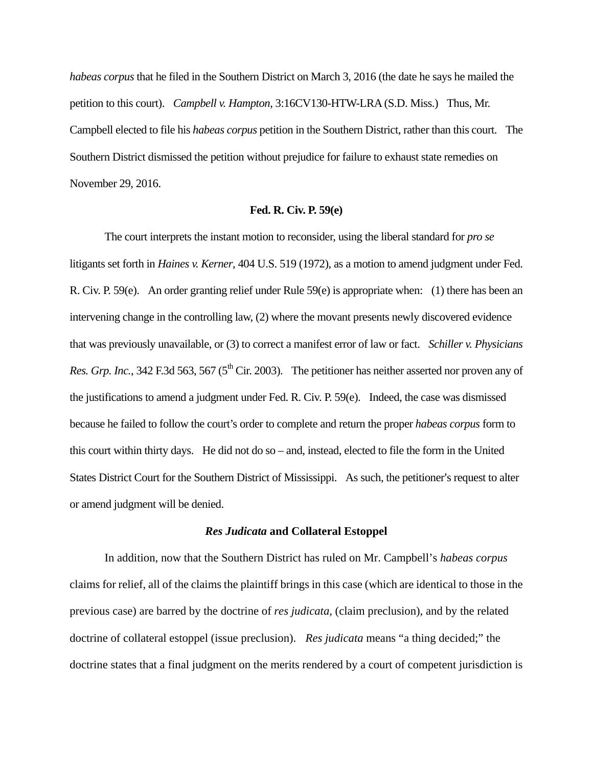*habeas corpus* that he filed in the Southern District on March 3, 2016 (the date he says he mailed the petition to this court). *Campbell v. Hampton*, 3:16CV130-HTW-LRA (S.D. Miss.) Thus, Mr. Campbell elected to file his *habeas corpus* petition in the Southern District, rather than this court. The Southern District dismissed the petition without prejudice for failure to exhaust state remedies on November 29, 2016.

**Fed. R. Civ. P. 59(e)**

The court interprets the instant motion to reconsider, using the liberal standard for *pro se* litigants set forth in *Haines v. Kerner*, 404 U.S. 519 (1972), as a motion to amend judgment under Fed. R. Civ. P. 59(e). An order granting relief under Rule 59(e) is appropriate when: (1) there has been an intervening change in the controlling law, (2) where the movant presents newly discovered evidence that was previously unavailable, or (3) to correct a manifest error of law or fact. *Schiller v. Physicians Res. Grp. Inc.*, 342 F.3d 563, 567 (5th Cir. 2003). The petitioner has neither asserted nor proven any of the justifications to amend a judgment under Fed. R. Civ. P. 59(e). Indeed, the case was dismissed because he failed to follow the court's order to complete and return the proper *habeas corpus* form to this court within thirty days. He did not do so – and, instead, elected to file the form in the United States District Court for the Southern District of Mississippi. As such, the petitioner's request to alter or amend judgment will be denied.

***Res Judicata* and Collateral Estoppel**

In addition, now that the Southern District has ruled on Mr. Campbell's *habeas corpus* claims for relief, all of the claims the plaintiff brings in this case (which are identical to those in the previous case) are barred by the doctrine of *res judicata*, (claim preclusion), and by the related doctrine of collateral estoppel (issue preclusion). *Res judicata* means "a thing decided;" the doctrine states that a final judgment on the merits rendered by a court of competent jurisdiction is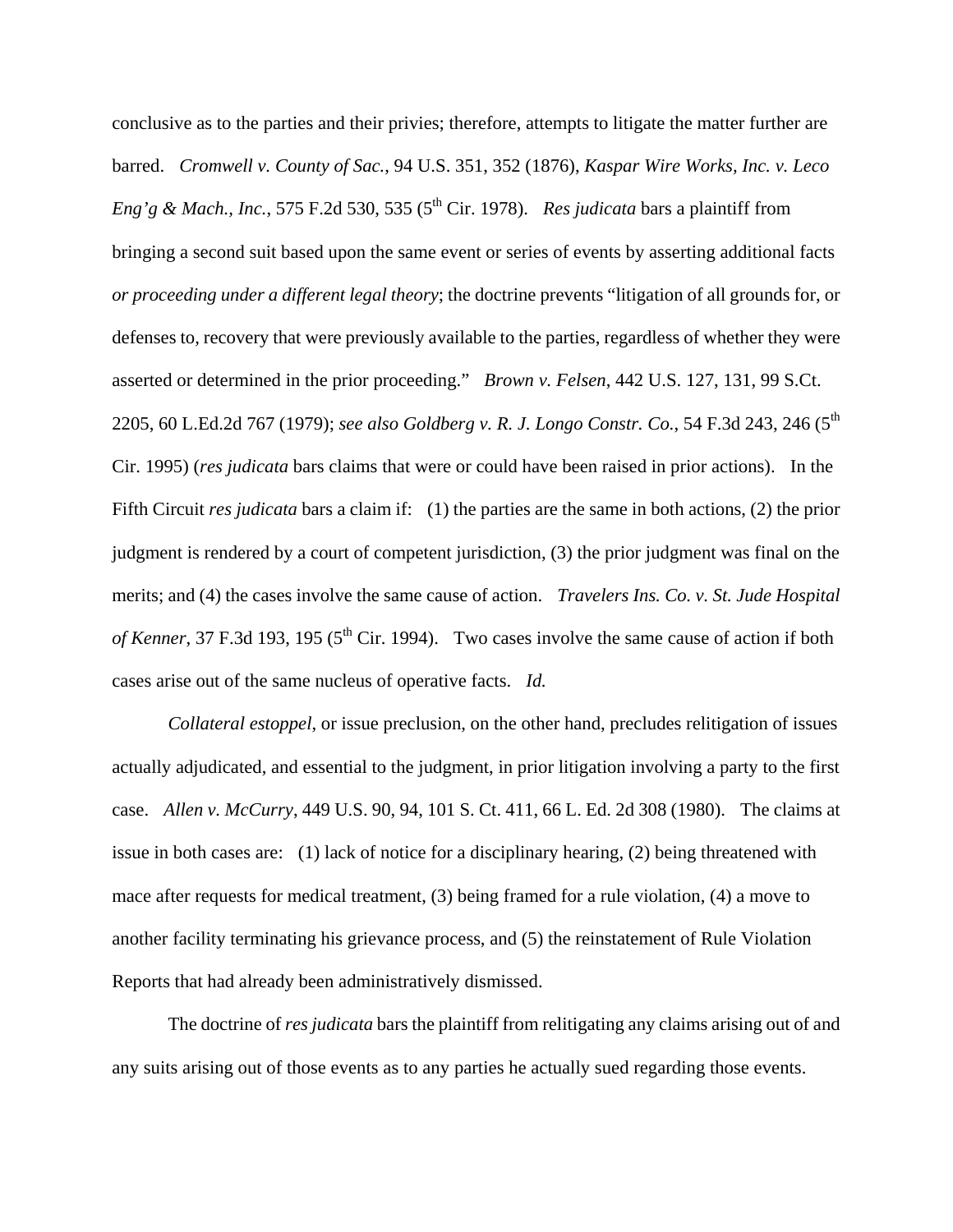conclusive as to the parties and their privies; therefore, attempts to litigate the matter further are barred. *Cromwell v. County of Sac.*, 94 U.S. 351, 352 (1876), *Kaspar Wire Works, Inc. v. Leco Eng'g & Mach., Inc.*, 575 F.2d 530, 535 (5th Cir. 1978). *Res judicata* bars a plaintiff from bringing a second suit based upon the same event or series of events by asserting additional facts *or proceeding under a different legal theory*; the doctrine prevents "litigation of all grounds for, or defenses to, recovery that were previously available to the parties, regardless of whether they were asserted or determined in the prior proceeding." *Brown v. Felsen*, 442 U.S. 127, 131, 99 S.Ct. 2205, 60 L.Ed.2d 767 (1979); *see also Goldberg v. R. J. Longo Constr. Co.*, 54 F.3d 243, 246 (5th Cir. 1995) (*res judicata* bars claims that were or could have been raised in prior actions). In the Fifth Circuit *res judicata* bars a claim if: (1) the parties are the same in both actions, (2) the prior judgment is rendered by a court of competent jurisdiction, (3) the prior judgment was final on the merits; and (4) the cases involve the same cause of action. *Travelers Ins. Co. v. St. Jude Hospital of Kenner*, 37 F.3d 193, 195 (5th Cir. 1994). Two cases involve the same cause of action if both cases arise out of the same nucleus of operative facts. *Id.*

*Collateral estoppel*, or issue preclusion, on the other hand, precludes relitigation of issues actually adjudicated, and essential to the judgment, in prior litigation involving a party to the first case. *Allen v. McCurry*, 449 U.S. 90, 94, 101 S. Ct. 411, 66 L. Ed. 2d 308 (1980). The claims at issue in both cases are: (1) lack of notice for a disciplinary hearing, (2) being threatened with mace after requests for medical treatment, (3) being framed for a rule violation, (4) a move to another facility terminating his grievance process, and (5) the reinstatement of Rule Violation Reports that had already been administratively dismissed.

The doctrine of *res judicata* bars the plaintiff from relitigating any claims arising out of and any suits arising out of those events as to any parties he actually sued regarding those events.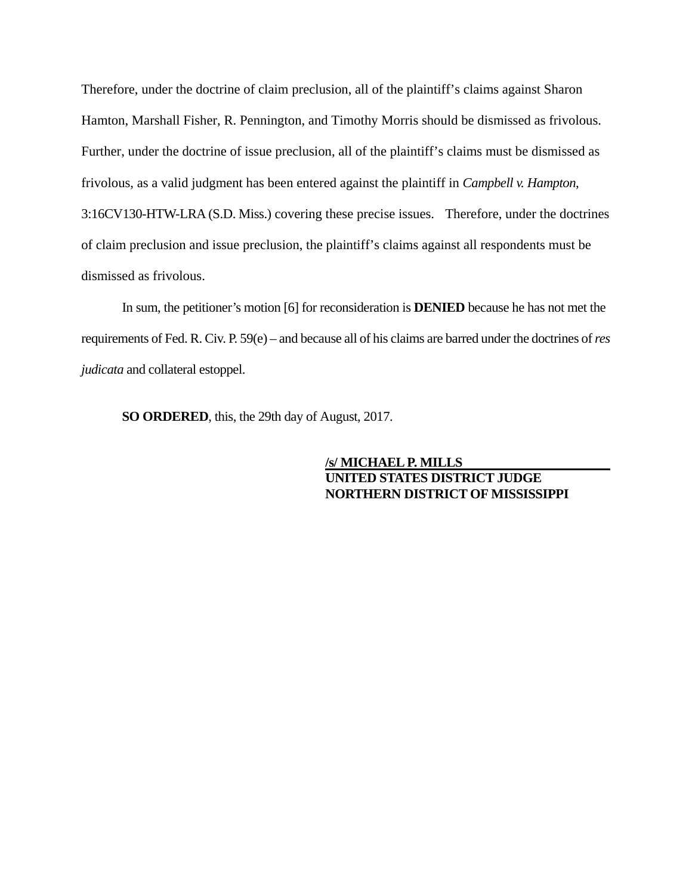Therefore, under the doctrine of claim preclusion, all of the plaintiff's claims against Sharon Hamton, Marshall Fisher, R. Pennington, and Timothy Morris should be dismissed as frivolous. Further, under the doctrine of issue preclusion, all of the plaintiff's claims must be dismissed as frivolous, as a valid judgment has been entered against the plaintiff in *Campbell v. Hampton*, 3:16CV130-HTW-LRA (S.D. Miss.) covering these precise issues. Therefore, under the doctrines of claim preclusion and issue preclusion, the plaintiff's claims against all respondents must be dismissed as frivolous.

In sum, the petitioner's motion [6] for reconsideration is **DENIED** because he has not met the requirements of Fed. R. Civ. P. 59(e) – and because all of his claims are barred under the doctrines of *res judicata* and collateral estoppel.

**SO ORDERED**, this, the 29th day of August, 2017.

**/s/ MICHAEL P. MILLS**
**UNITED STATES DISTRICT JUDGE**
**NORTHERN DISTRICT OF MISSISSIPPI**